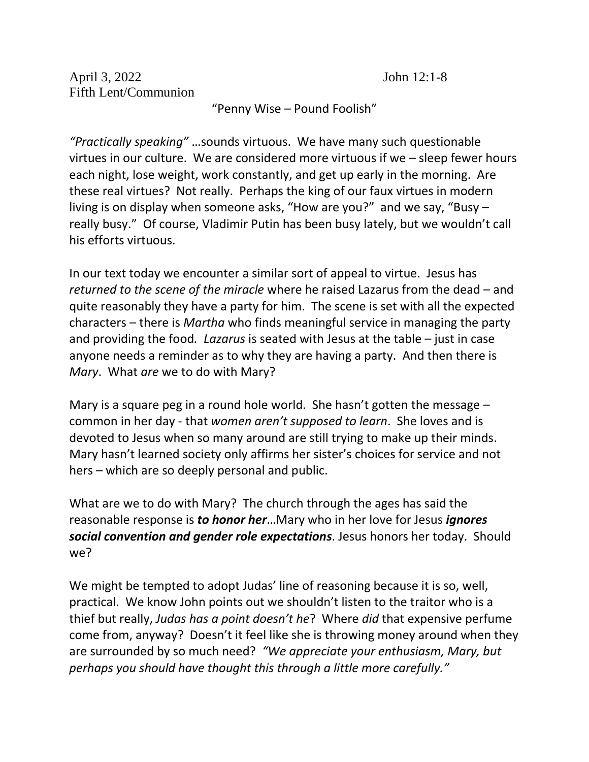April 3, 2022 John 12:1-8

Fifth Lent/Communion

"Penny Wise – Pound Foolish"

*"Practically speaking"* …sounds virtuous. We have many such questionable virtues in our culture. We are considered more virtuous if we – sleep fewer hours each night, lose weight, work constantly, and get up early in the morning. Are these real virtues? Not really. Perhaps the king of our faux virtues in modern living is on display when someone asks, "How are you?" and we say, "Busy – really busy." Of course, Vladimir Putin has been busy lately, but we wouldn't call his efforts virtuous.

In our text today we encounter a similar sort of appeal to virtue. Jesus has *returned to the scene of the miracle* where he raised Lazarus from the dead – and quite reasonably they have a party for him. The scene is set with all the expected characters – there is *Martha* who finds meaningful service in managing the party and providing the food. *Lazarus* is seated with Jesus at the table – just in case anyone needs a reminder as to why they are having a party. And then there is *Mary*. What *are* we to do with Mary?

Mary is a square peg in a round hole world. She hasn't gotten the message – common in her day - that *women aren't supposed to learn*. She loves and is devoted to Jesus when so many around are still trying to make up their minds. Mary hasn't learned society only affirms her sister's choices for service and not hers – which are so deeply personal and public.

What are we to do with Mary? The church through the ages has said the reasonable response is ***to honor her***…Mary who in her love for Jesus ***ignores social convention and gender role expectations***. Jesus honors her today. Should we?

We might be tempted to adopt Judas' line of reasoning because it is so, well, practical. We know John points out we shouldn't listen to the traitor who is a thief but really, *Judas has a point doesn't he*? Where *did* that expensive perfume come from, anyway? Doesn't it feel like she is throwing money around when they are surrounded by so much need? *"We appreciate your enthusiasm, Mary, but perhaps you should have thought this through a little more carefully."*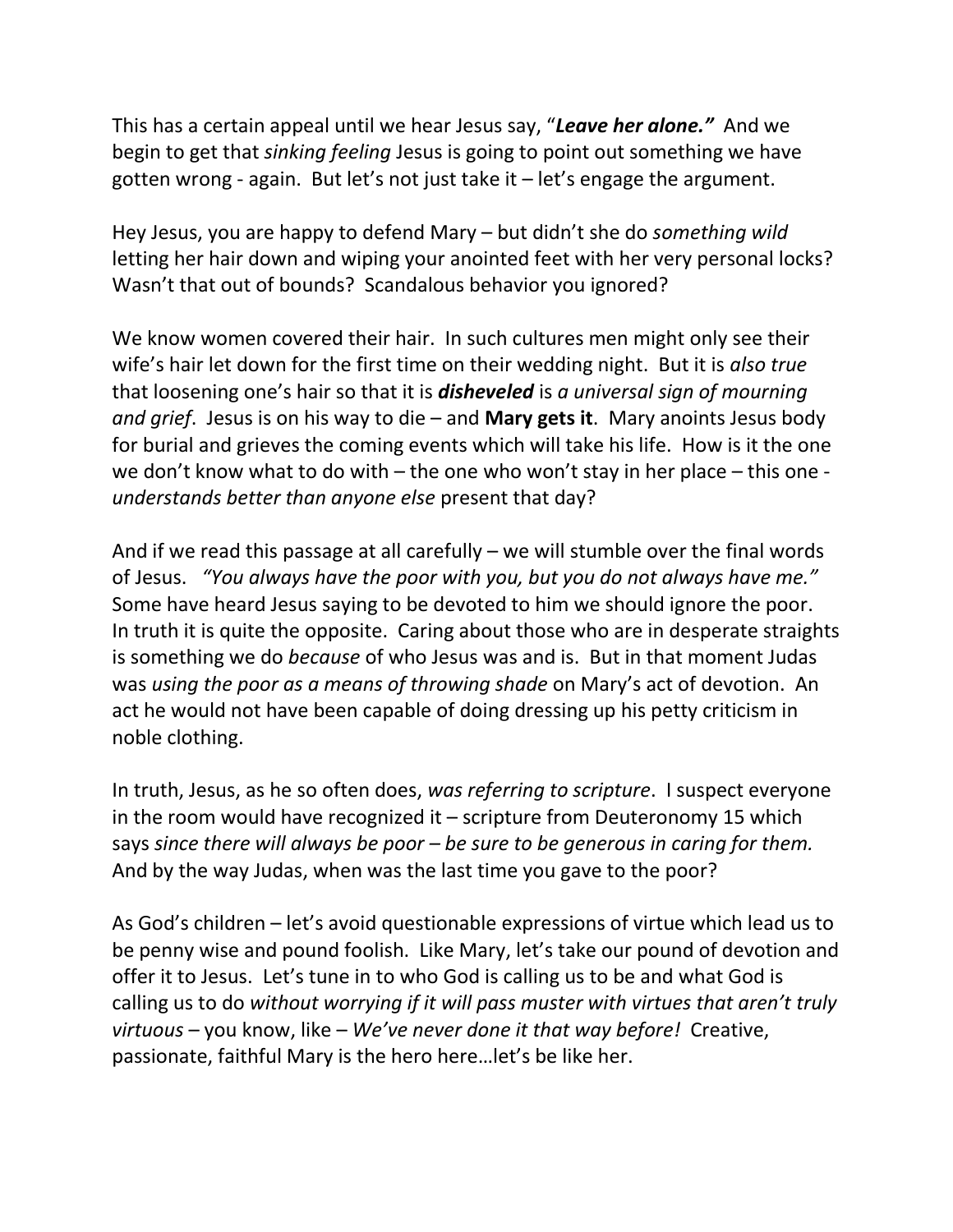This has a certain appeal until we hear Jesus say, "***Leave her alone."*** And we begin to get that *sinking feeling* Jesus is going to point out something we have gotten wrong - again. But let's not just take it – let's engage the argument.

Hey Jesus, you are happy to defend Mary – but didn't she do *something wild* letting her hair down and wiping your anointed feet with her very personal locks? Wasn't that out of bounds? Scandalous behavior you ignored?

We know women covered their hair. In such cultures men might only see their wife's hair let down for the first time on their wedding night. But it is *also true* that loosening one's hair so that it is ***disheveled*** is *a universal sign of mourning and grief*. Jesus is on his way to die – and **Mary gets it**. Mary anoints Jesus body for burial and grieves the coming events which will take his life. How is it the one we don't know what to do with – the one who won't stay in her place – this one - *understands better than anyone else* present that day?

And if we read this passage at all carefully – we will stumble over the final words of Jesus. *"You always have the poor with you, but you do not always have me."* Some have heard Jesus saying to be devoted to him we should ignore the poor. In truth it is quite the opposite. Caring about those who are in desperate straights is something we do *because* of who Jesus was and is. But in that moment Judas was *using the poor as a means of throwing shade* on Mary's act of devotion. An act he would not have been capable of doing dressing up his petty criticism in noble clothing.

In truth, Jesus, as he so often does, *was referring to scripture*. I suspect everyone in the room would have recognized it – scripture from Deuteronomy 15 which says *since there will always be poor – be sure to be generous in caring for them.* And by the way Judas, when was the last time you gave to the poor?

As God's children – let's avoid questionable expressions of virtue which lead us to be penny wise and pound foolish. Like Mary, let's take our pound of devotion and offer it to Jesus. Let's tune in to who God is calling us to be and what God is calling us to do *without worrying if it will pass muster with virtues that aren't truly virtuous* – you know, like – *We've never done it that way before!* Creative, passionate, faithful Mary is the hero here…let's be like her.